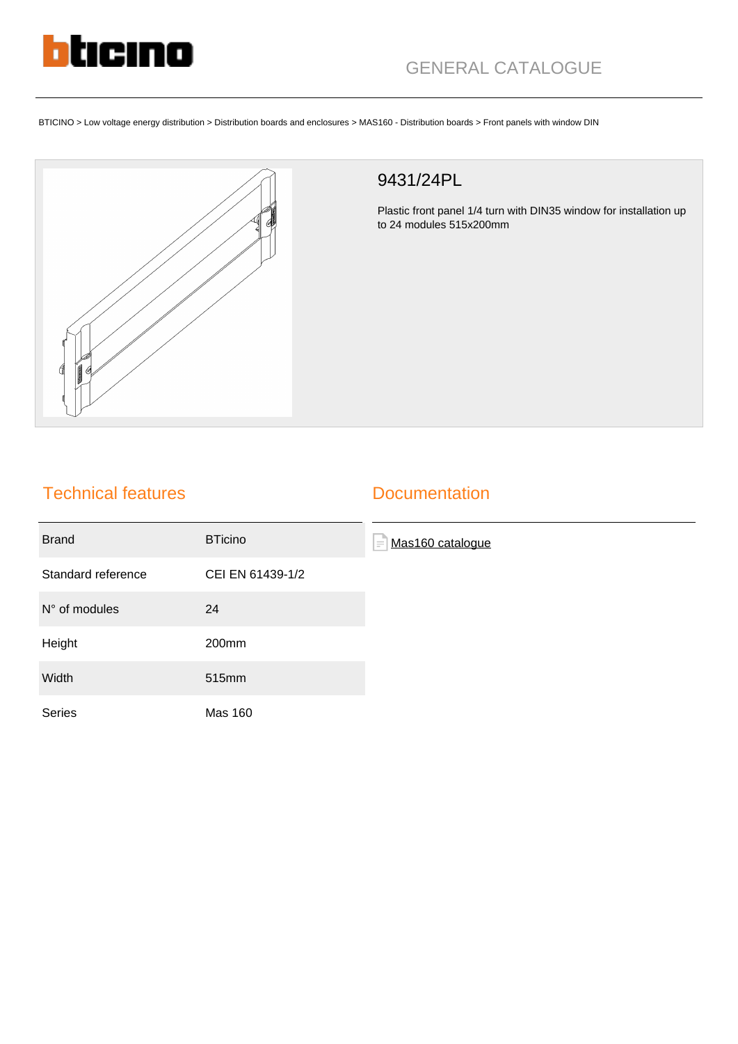GENERAL CATALOGUE

BTICINO > Low voltage energy distribution > Distribution boards and enclosures > MAS160 - Distribution boards > Front panels with window DIN

# 9431/24PL

Plastic front panel 1/4 turn with DIN35 window for installation up to 24 modules 515x200mm

## Technical features

| | |
|---|---|
| Brand | BTicino |
| Standard reference | CEI EN 61439-1/2 |
| N° of modules | 24 |
| Height | 200mm |
| Width | 515mm |
| Series | Mas 160 |

## Documentation

Mas160 catalogue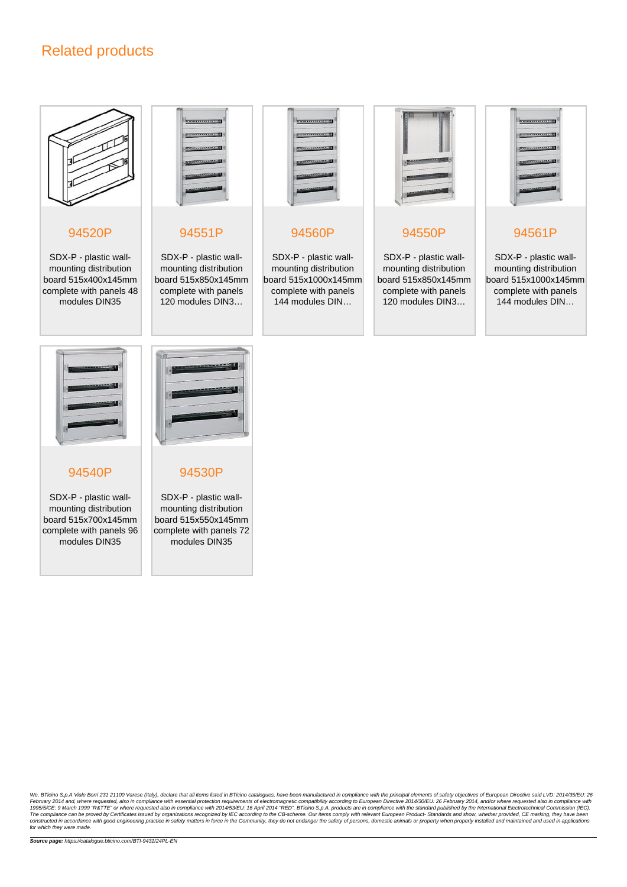## Related products

**94520P**

SDX-P - plastic wall-mounting distribution board 515x400x145mm complete with panels 48 modules DIN35

**94551P**

SDX-P - plastic wall-mounting distribution board 515x850x145mm complete with panels 120 modules DIN3…

**94560P**

SDX-P - plastic wall-mounting distribution board 515x1000x145mm complete with panels 144 modules DIN…

**94550P**

SDX-P - plastic wall-mounting distribution board 515x850x145mm complete with panels 120 modules DIN3…

**94561P**

SDX-P - plastic wall-mounting distribution board 515x1000x145mm complete with panels 144 modules DIN…

**94540P**

SDX-P - plastic wall-mounting distribution board 515x700x145mm complete with panels 96 modules DIN35

**94530P**

SDX-P - plastic wall-mounting distribution board 515x550x145mm complete with panels 72 modules DIN35

*We, BTicino S.p.A Viale Borri 231 21100 Varese (Italy), declare that all items listed in BTicino catalogues, have been manufactured in compliance with the principal elements of safety objectives of European Directive said LVD: 2014/35/EU: 26 February 2014 and, where requested, also in compliance with essential protection requirements of electromagnetic compatibility according to European Directive 2014/30/EU: 26 February 2014, and/or where requested also in compliance with 1995/5/CE: 9 March 1999 "R&TTE" or where requested also in compliance with 2014/53/EU: 16 April 2014 "RED". BTicino S.p.A. products are in compliance with the standard published by the International Electrotechnical Commission (IEC). The compliance can be proved by Certificates issued by organizations recognized by IEC according to the CB-scheme. Our items comply with relevant European Product- Standards and show, whether provided, CE marking, they have been constructed in accordance with good engineering practice in safety matters in force in the Community, they do not endanger the safety of persons, domestic animals or property when properly installed and maintained and used in applications for which they were made.*

***Source page:** https://catalogue.bticino.com/BTI-9431/24PL-EN*